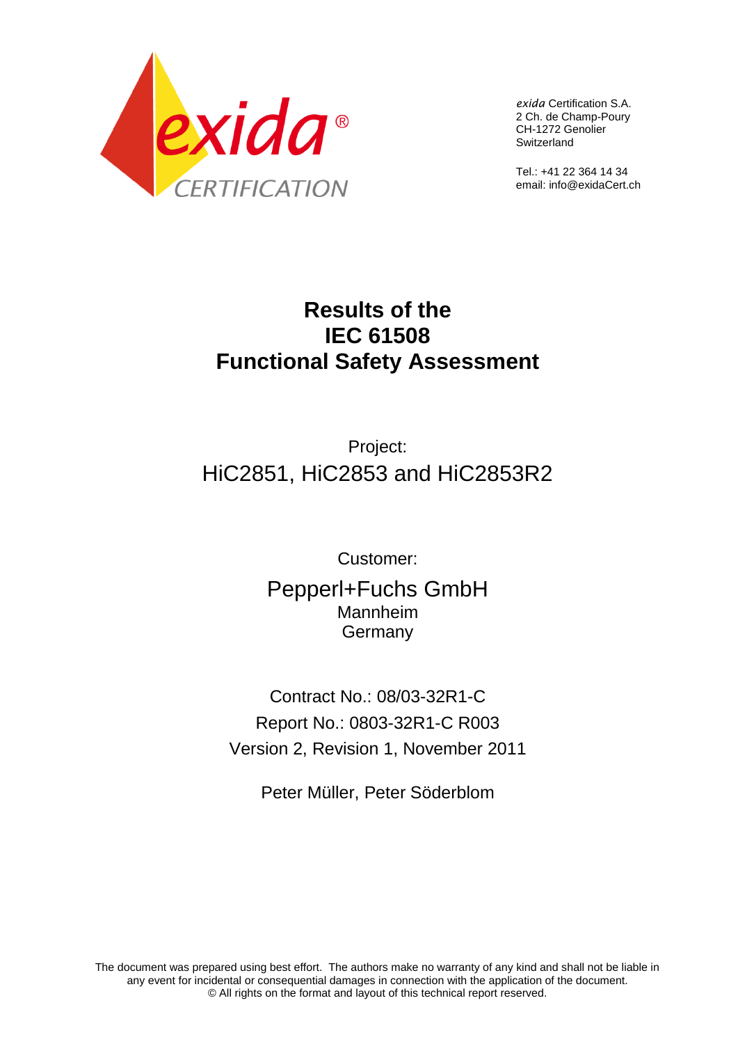exida CERTIFICATION

*exida* Certification S.A.
2 Ch. de Champ-Poury
CH-1272 Genolier
Switzerland

Tel.: +41 22 364 14 34
email: info@exidaCert.ch

# Results of the IEC 61508 Functional Safety Assessment

Project:

HiC2851, HiC2853 and HiC2853R2

Customer:

Pepperl+Fuchs GmbH
Mannheim
Germany

Contract No.: 08/03-32R1-C
Report No.: 0803-32R1-C R003
Version 2, Revision 1, November 2011

Peter Müller, Peter Söderblom

The document was prepared using best effort. The authors make no warranty of any kind and shall not be liable in any event for incidental or consequential damages in connection with the application of the document.
© All rights on the format and layout of this technical report reserved.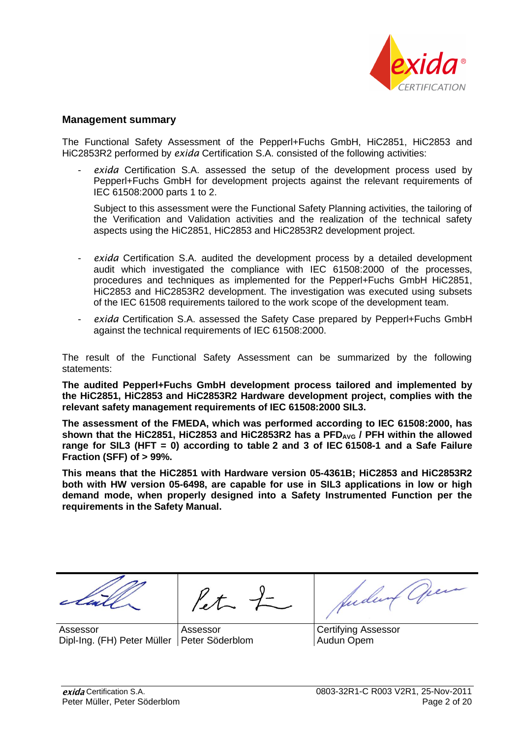## Management summary

The Functional Safety Assessment of the Pepperl+Fuchs GmbH, HiC2851, HiC2853 and HiC2853R2 performed by *exida* Certification S.A. consisted of the following activities:

- *exida* Certification S.A. assessed the setup of the development process used by Pepperl+Fuchs GmbH for development projects against the relevant requirements of IEC 61508:2000 parts 1 to 2.

  Subject to this assessment were the Functional Safety Planning activities, the tailoring of the Verification and Validation activities and the realization of the technical safety aspects using the HiC2851, HiC2853 and HiC2853R2 development project.

- *exida* Certification S.A. audited the development process by a detailed development audit which investigated the compliance with IEC 61508:2000 of the processes, procedures and techniques as implemented for the Pepperl+Fuchs GmbH HiC2851, HiC2853 and HiC2853R2 development. The investigation was executed using subsets of the IEC 61508 requirements tailored to the work scope of the development team.
- *exida* Certification S.A. assessed the Safety Case prepared by Pepperl+Fuchs GmbH against the technical requirements of IEC 61508:2000.

The result of the Functional Safety Assessment can be summarized by the following statements:

**The audited Pepperl+Fuchs GmbH development process tailored and implemented by the HiC2851, HiC2853 and HiC2853R2 Hardware development project, complies with the relevant safety management requirements of IEC 61508:2000 SIL3.**

**The assessment of the FMEDA, which was performed according to IEC 61508:2000, has shown that the HiC2851, HiC2853 and HiC2853R2 has a $PFD_{AVG}$ / PFH within the allowed range for SIL3 (HFT = 0) according to table 2 and 3 of IEC 61508-1 and a Safe Failure Fraction (SFF) of > 99%.**

**This means that the HiC2851 with Hardware version 05-4361B; HiC2853 and HiC2853R2 both with HW version 05-6498, are capable for use in SIL3 applications in low or high demand mode, when properly designed into a Safety Instrumented Function per the requirements in the Safety Manual.**

| Assessor | Assessor | Certifying Assessor |
|---|---|---|
| Dipl-Ing. (FH) Peter Müller | Peter Söderblom | Audun Opem |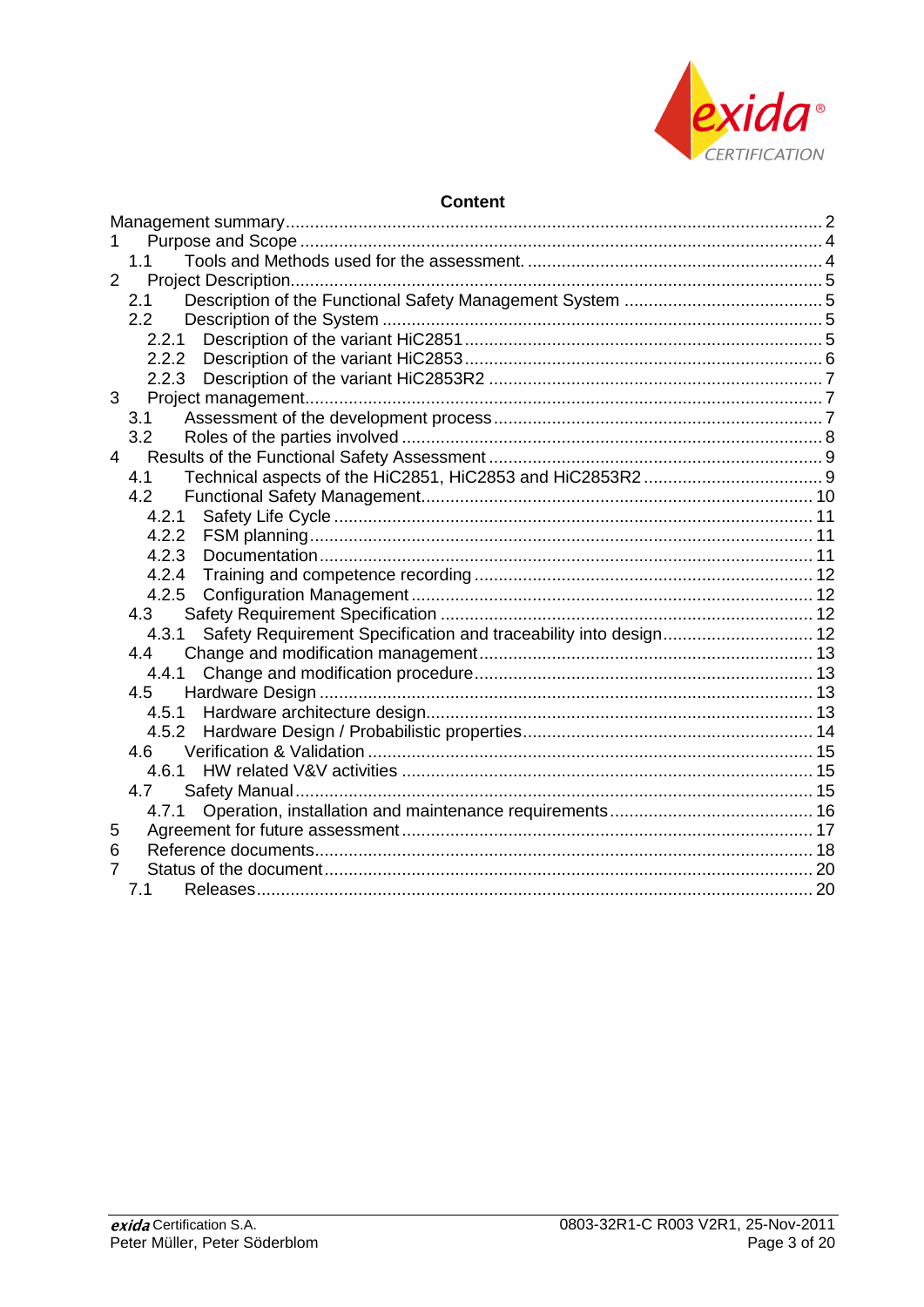## Content

Management summary .......... 2

1 Purpose and Scope .......... 4

- 1.1 Tools and Methods used for the assessment. .......... 4

2 Project Description .......... 5

- 2.1 Description of the Functional Safety Management System .......... 5
- 2.2 Description of the System .......... 5
  - 2.2.1 Description of the variant HiC2851 .......... 5
  - 2.2.2 Description of the variant HiC2853 .......... 6
  - 2.2.3 Description of the variant HiC2853R2 .......... 7

3 Project management .......... 7

- 3.1 Assessment of the development process .......... 7
- 3.2 Roles of the parties involved .......... 8

4 Results of the Functional Safety Assessment .......... 9

- 4.1 Technical aspects of the HiC2851, HiC2853 and HiC2853R2 .......... 9
- 4.2 Functional Safety Management .......... 10
  - 4.2.1 Safety Life Cycle .......... 11
  - 4.2.2 FSM planning .......... 11
  - 4.2.3 Documentation .......... 11
  - 4.2.4 Training and competence recording .......... 12
  - 4.2.5 Configuration Management .......... 12
- 4.3 Safety Requirement Specification .......... 12
  - 4.3.1 Safety Requirement Specification and traceability into design .......... 12
- 4.4 Change and modification management .......... 13
  - 4.4.1 Change and modification procedure .......... 13
- 4.5 Hardware Design .......... 13
  - 4.5.1 Hardware architecture design .......... 13
  - 4.5.2 Hardware Design / Probabilistic properties .......... 14
- 4.6 Verification & Validation .......... 15
  - 4.6.1 HW related V&V activities .......... 15
- 4.7 Safety Manual .......... 15
  - 4.7.1 Operation, installation and maintenance requirements .......... 16

5 Agreement for future assessment .......... 17

6 Reference documents .......... 18

7 Status of the document .......... 20

- 7.1 Releases .......... 20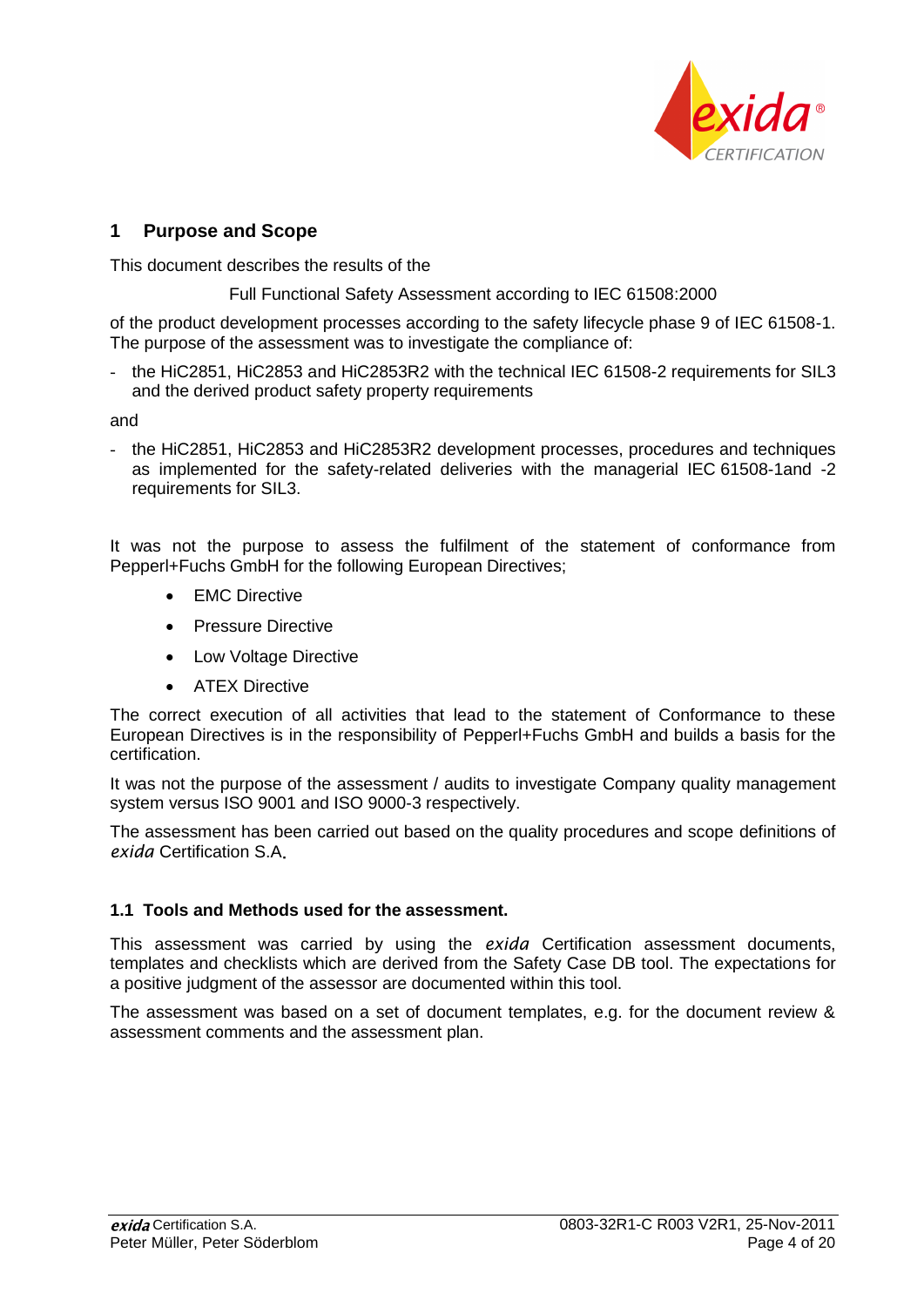# 1 Purpose and Scope

This document describes the results of the

Full Functional Safety Assessment according to IEC 61508:2000

of the product development processes according to the safety lifecycle phase 9 of IEC 61508-1. The purpose of the assessment was to investigate the compliance of:

- the HiC2851, HiC2853 and HiC2853R2 with the technical IEC 61508-2 requirements for SIL3 and the derived product safety property requirements

and

- the HiC2851, HiC2853 and HiC2853R2 development processes, procedures and techniques as implemented for the safety-related deliveries with the managerial IEC 61508-1and -2 requirements for SIL3.

It was not the purpose to assess the fulfilment of the statement of conformance from Pepperl+Fuchs GmbH for the following European Directives;

- EMC Directive
- Pressure Directive
- Low Voltage Directive
- ATEX Directive

The correct execution of all activities that lead to the statement of Conformance to these European Directives is in the responsibility of Pepperl+Fuchs GmbH and builds a basis for the certification.

It was not the purpose of the assessment / audits to investigate Company quality management system versus ISO 9001 and ISO 9000-3 respectively.

The assessment has been carried out based on the quality procedures and scope definitions of *exida* Certification S.A.

## 1.1 Tools and Methods used for the assessment.

This assessment was carried by using the *exida* Certification assessment documents, templates and checklists which are derived from the Safety Case DB tool. The expectations for a positive judgment of the assessor are documented within this tool.

The assessment was based on a set of document templates, e.g. for the document review & assessment comments and the assessment plan.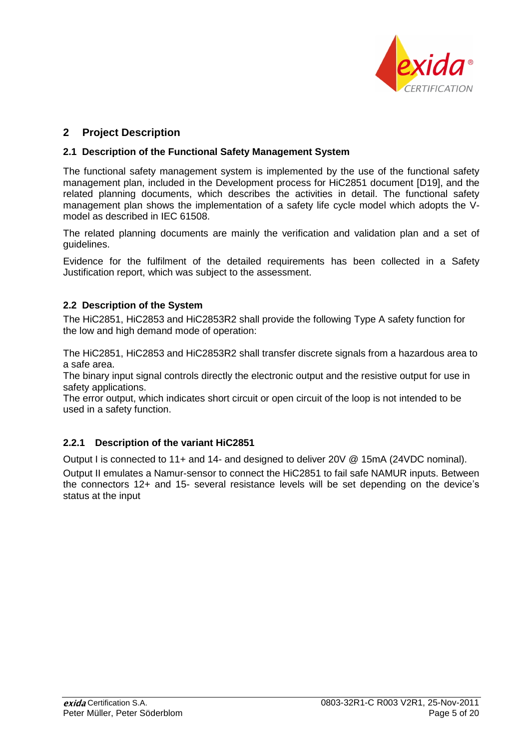## 2 Project Description

### 2.1 Description of the Functional Safety Management System

The functional safety management system is implemented by the use of the functional safety management plan, included in the Development process for HiC2851 document [D19], and the related planning documents, which describes the activities in detail. The functional safety management plan shows the implementation of a safety life cycle model which adopts the V-model as described in IEC 61508.

The related planning documents are mainly the verification and validation plan and a set of guidelines.

Evidence for the fulfilment of the detailed requirements has been collected in a Safety Justification report, which was subject to the assessment.

### 2.2 Description of the System

The HiC2851, HiC2853 and HiC2853R2 shall provide the following Type A safety function for the low and high demand mode of operation:

The HiC2851, HiC2853 and HiC2853R2 shall transfer discrete signals from a hazardous area to a safe area.
The binary input signal controls directly the electronic output and the resistive output for use in safety applications.
The error output, which indicates short circuit or open circuit of the loop is not intended to be used in a safety function.

#### 2.2.1 Description of the variant HiC2851

Output I is connected to 11+ and 14- and designed to deliver 20V @ 15mA (24VDC nominal).

Output II emulates a Namur-sensor to connect the HiC2851 to fail safe NAMUR inputs. Between the connectors 12+ and 15- several resistance levels will be set depending on the device's status at the input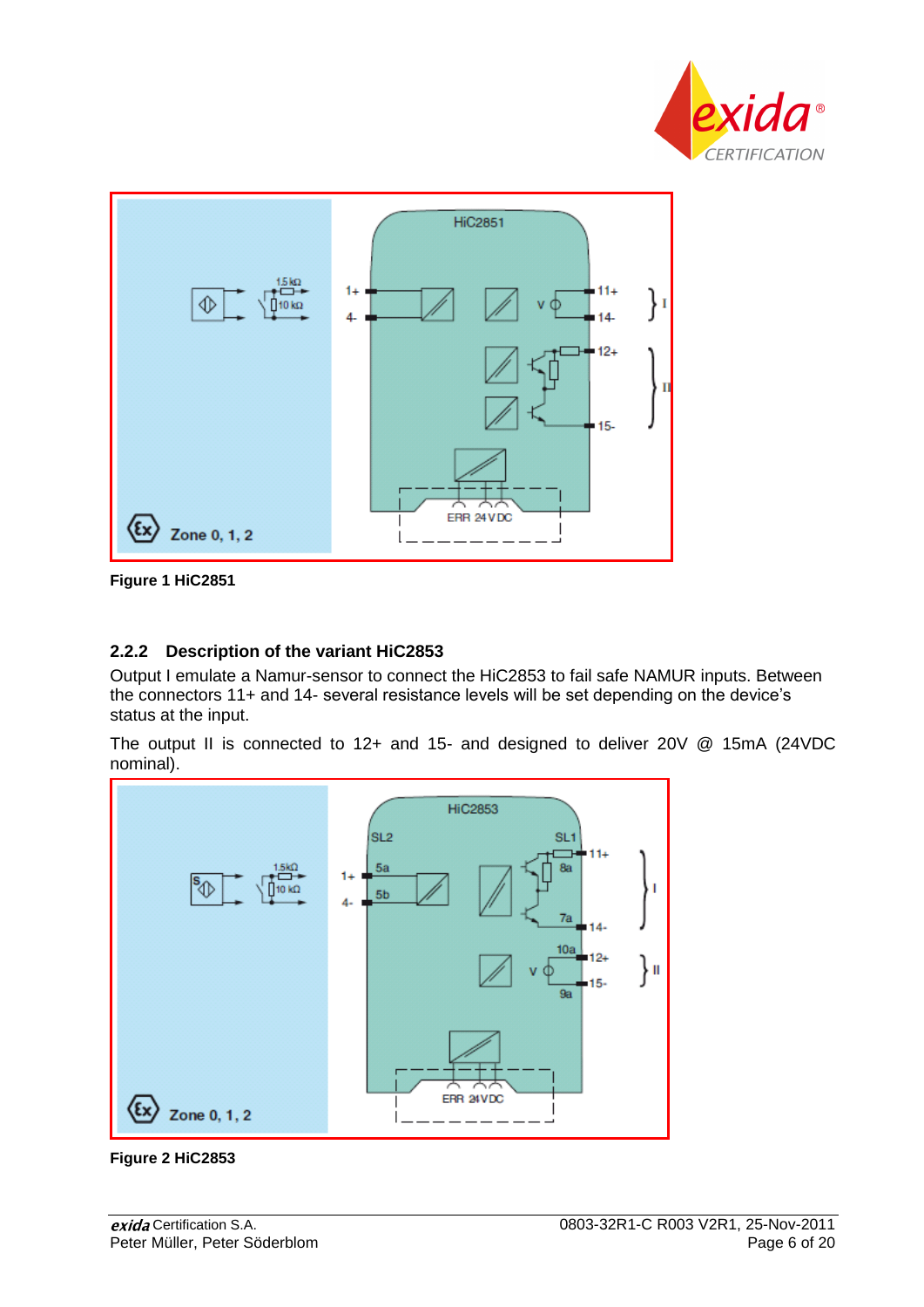Figure 1 HiC2851

### 2.2.2 Description of the variant HiC2853

Output I emulate a Namur-sensor to connect the HiC2853 to fail safe NAMUR inputs. Between the connectors 11+ and 14- several resistance levels will be set depending on the device's status at the input.

The output II is connected to 12+ and 15- and designed to deliver 20V @ 15mA (24VDC nominal).

Figure 2 HiC2853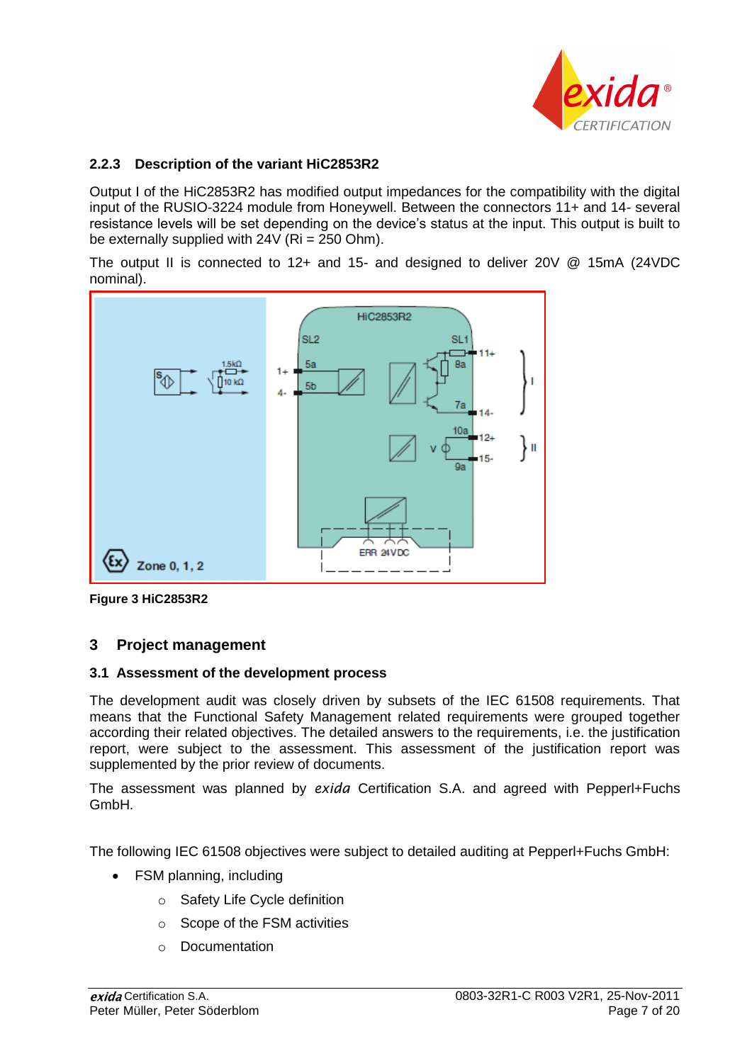### 2.2.3 Description of the variant HiC2853R2

Output I of the HiC2853R2 has modified output impedances for the compatibility with the digital input of the RUSIO-3224 module from Honeywell. Between the connectors 11+ and 14- several resistance levels will be set depending on the device's status at the input. This output is built to be externally supplied with 24V (Ri = 250 Ohm).

The output II is connected to 12+ and 15- and designed to deliver 20V @ 15mA (24VDC nominal).

**Figure 3 HiC2853R2**

## 3 Project management

### 3.1 Assessment of the development process

The development audit was closely driven by subsets of the IEC 61508 requirements. That means that the Functional Safety Management related requirements were grouped together according their related objectives. The detailed answers to the requirements, i.e. the justification report, were subject to the assessment. This assessment of the justification report was supplemented by the prior review of documents.

The assessment was planned by *exida* Certification S.A. and agreed with Pepperl+Fuchs GmbH.

The following IEC 61508 objectives were subject to detailed auditing at Pepperl+Fuchs GmbH:

- FSM planning, including
  - Safety Life Cycle definition
  - Scope of the FSM activities
  - Documentation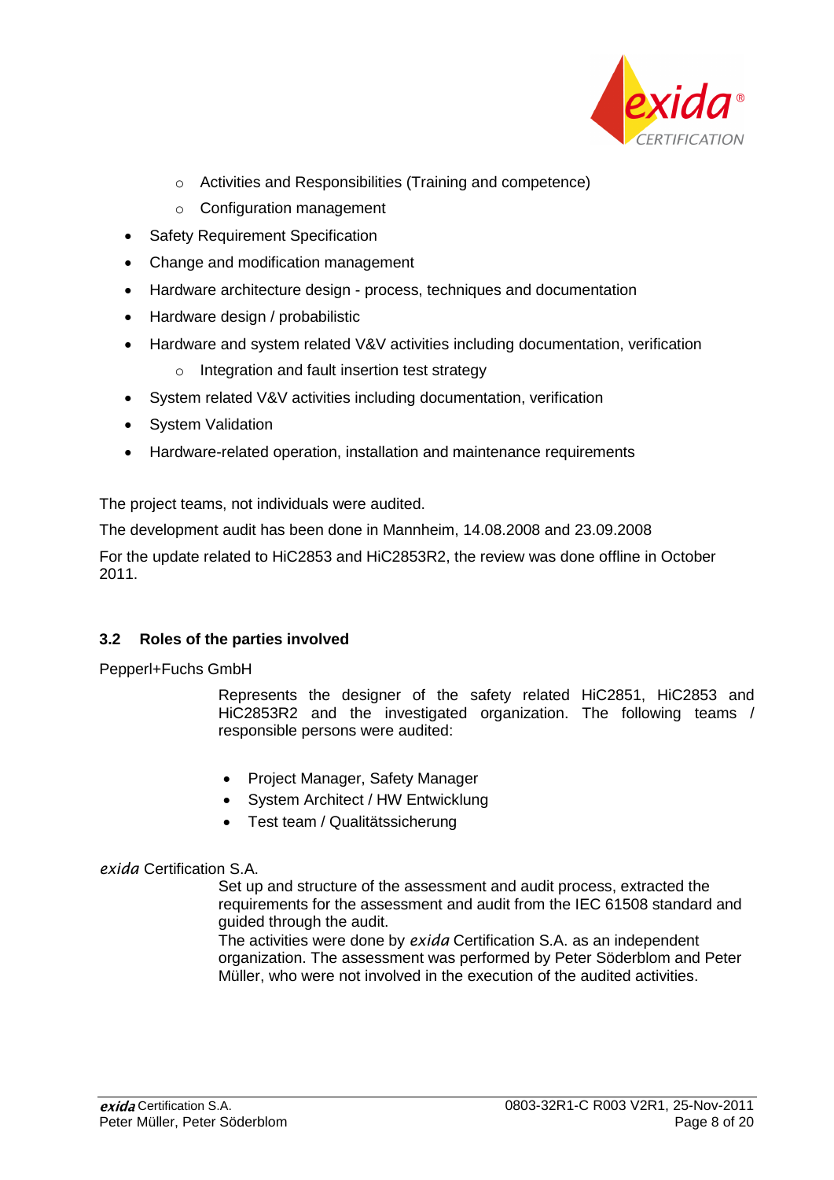- Activities and Responsibilities (Training and competence)
  - Configuration management
- Safety Requirement Specification
- Change and modification management
- Hardware architecture design - process, techniques and documentation
- Hardware design / probabilistic
- Hardware and system related V&V activities including documentation, verification
  - Integration and fault insertion test strategy
- System related V&V activities including documentation, verification
- System Validation
- Hardware-related operation, installation and maintenance requirements

The project teams, not individuals were audited.

The development audit has been done in Mannheim, 14.08.2008 and 23.09.2008

For the update related to HiC2853 and HiC2853R2, the review was done offline in October 2011.

### 3.2 Roles of the parties involved

Pepperl+Fuchs GmbH

Represents the designer of the safety related HiC2851, HiC2853 and HiC2853R2 and the investigated organization. The following teams / responsible persons were audited:

- Project Manager, Safety Manager
- System Architect / HW Entwicklung
- Test team / Qualitätssicherung

*exida* Certification S.A.

Set up and structure of the assessment and audit process, extracted the requirements for the assessment and audit from the IEC 61508 standard and guided through the audit.
The activities were done by *exida* Certification S.A. as an independent organization. The assessment was performed by Peter Söderblom and Peter Müller, who were not involved in the execution of the audited activities.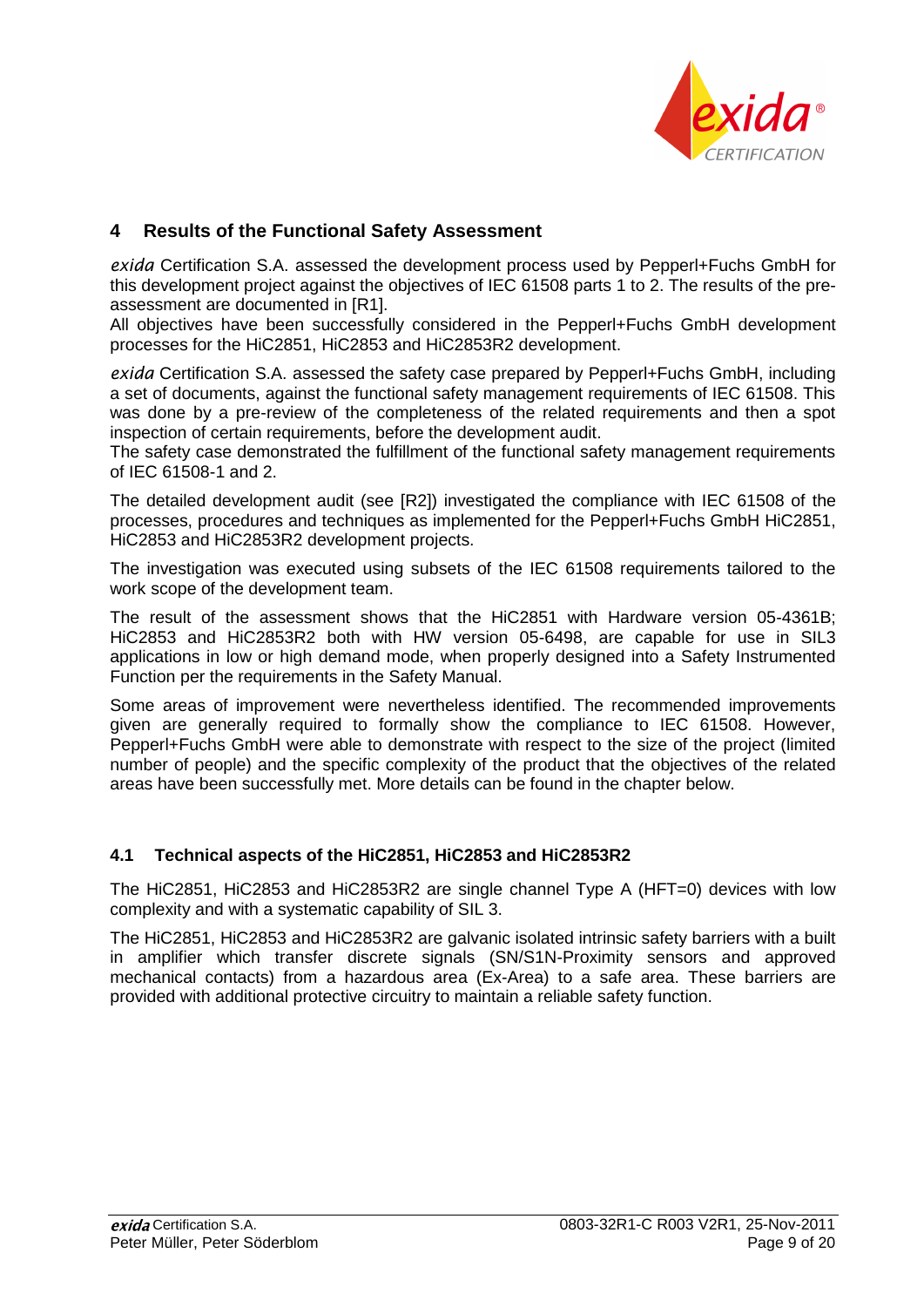## 4 Results of the Functional Safety Assessment

*exida* Certification S.A. assessed the development process used by Pepperl+Fuchs GmbH for this development project against the objectives of IEC 61508 parts 1 to 2. The results of the pre-assessment are documented in [R1].
All objectives have been successfully considered in the Pepperl+Fuchs GmbH development processes for the HiC2851, HiC2853 and HiC2853R2 development.

*exida* Certification S.A. assessed the safety case prepared by Pepperl+Fuchs GmbH, including a set of documents, against the functional safety management requirements of IEC 61508. This was done by a pre-review of the completeness of the related requirements and then a spot inspection of certain requirements, before the development audit.
The safety case demonstrated the fulfillment of the functional safety management requirements of IEC 61508-1 and 2.

The detailed development audit (see [R2]) investigated the compliance with IEC 61508 of the processes, procedures and techniques as implemented for the Pepperl+Fuchs GmbH HiC2851, HiC2853 and HiC2853R2 development projects.

The investigation was executed using subsets of the IEC 61508 requirements tailored to the work scope of the development team.

The result of the assessment shows that the HiC2851 with Hardware version 05-4361B; HiC2853 and HiC2853R2 both with HW version 05-6498, are capable for use in SIL3 applications in low or high demand mode, when properly designed into a Safety Instrumented Function per the requirements in the Safety Manual.

Some areas of improvement were nevertheless identified. The recommended improvements given are generally required to formally show the compliance to IEC 61508. However, Pepperl+Fuchs GmbH were able to demonstrate with respect to the size of the project (limited number of people) and the specific complexity of the product that the objectives of the related areas have been successfully met. More details can be found in the chapter below.

### 4.1 Technical aspects of the HiC2851, HiC2853 and HiC2853R2

The HiC2851, HiC2853 and HiC2853R2 are single channel Type A (HFT=0) devices with low complexity and with a systematic capability of SIL 3.

The HiC2851, HiC2853 and HiC2853R2 are galvanic isolated intrinsic safety barriers with a built in amplifier which transfer discrete signals (SN/S1N-Proximity sensors and approved mechanical contacts) from a hazardous area (Ex-Area) to a safe area. These barriers are provided with additional protective circuitry to maintain a reliable safety function.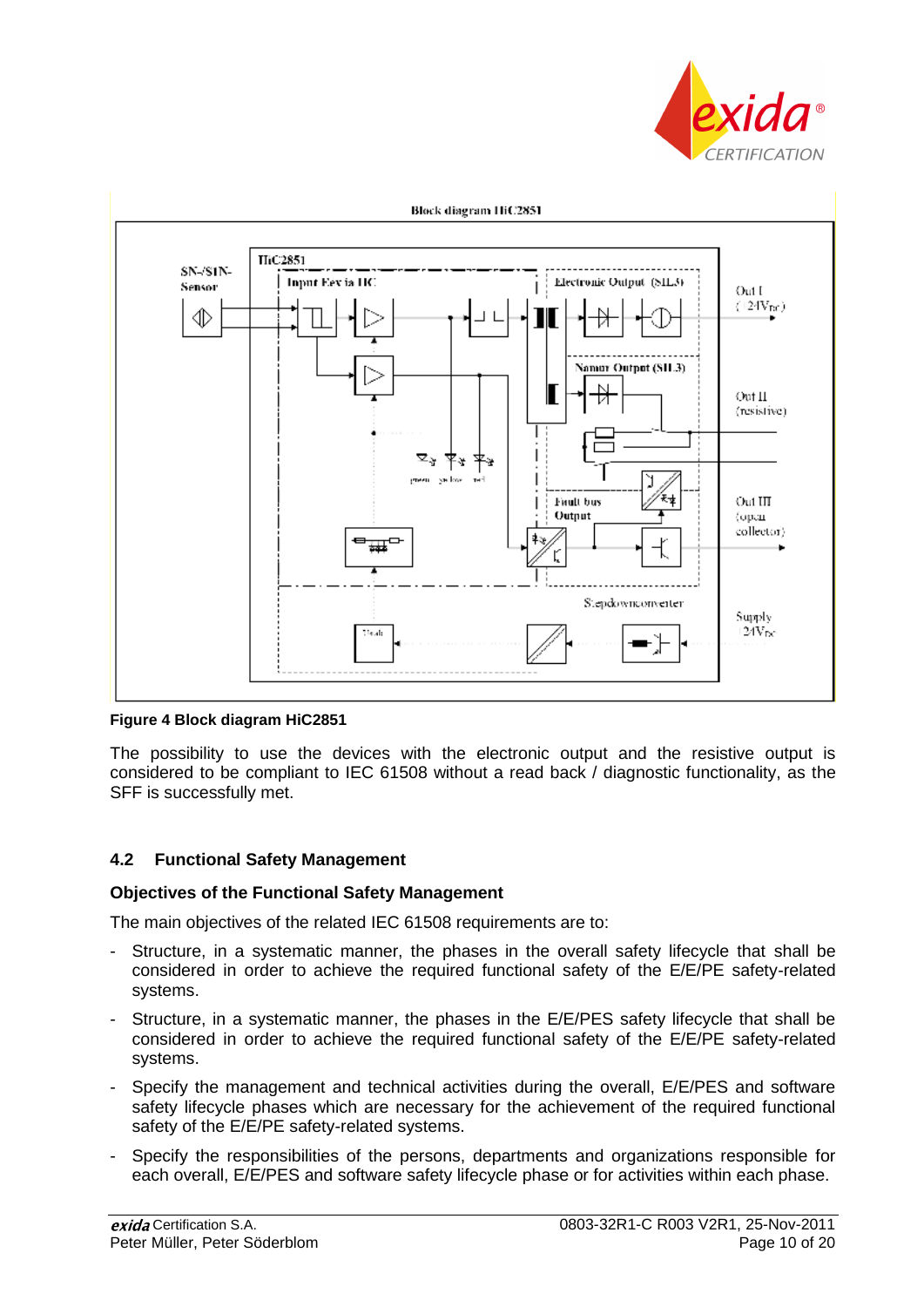**Figure 4 Block diagram HiC2851**

The possibility to use the devices with the electronic output and the resistive output is considered to be compliant to IEC 61508 without a read back / diagnostic functionality, as the SFF is successfully met.

## 4.2 Functional Safety Management

### Objectives of the Functional Safety Management

The main objectives of the related IEC 61508 requirements are to:

- Structure, in a systematic manner, the phases in the overall safety lifecycle that shall be considered in order to achieve the required functional safety of the E/E/PE safety-related systems.
- Structure, in a systematic manner, the phases in the E/E/PES safety lifecycle that shall be considered in order to achieve the required functional safety of the E/E/PE safety-related systems.
- Specify the management and technical activities during the overall, E/E/PES and software safety lifecycle phases which are necessary for the achievement of the required functional safety of the E/E/PE safety-related systems.
- Specify the responsibilities of the persons, departments and organizations responsible for each overall, E/E/PES and software safety lifecycle phase or for activities within each phase.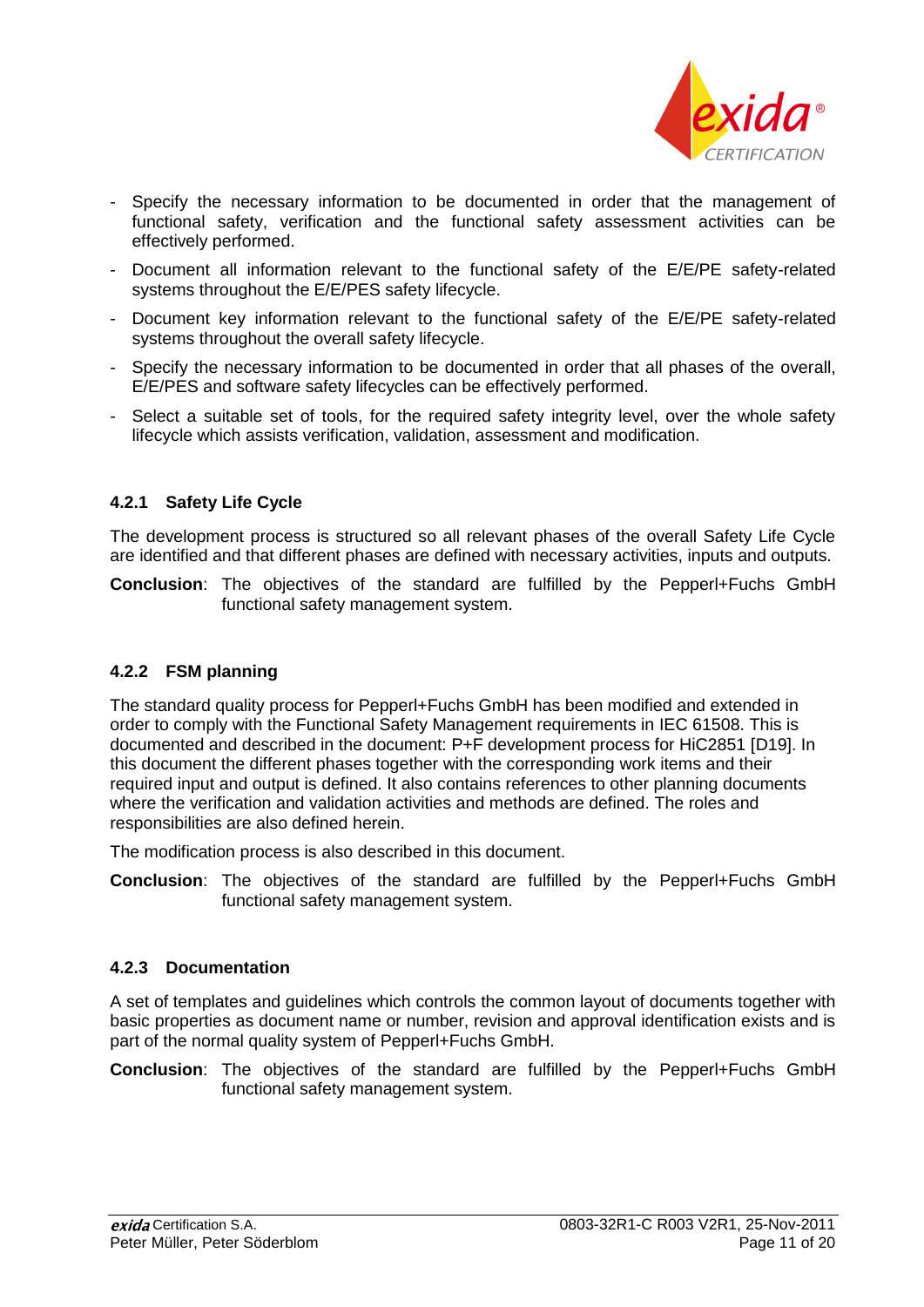- Specify the necessary information to be documented in order that the management of functional safety, verification and the functional safety assessment activities can be effectively performed.
- Document all information relevant to the functional safety of the E/E/PE safety-related systems throughout the E/E/PES safety lifecycle.
- Document key information relevant to the functional safety of the E/E/PE safety-related systems throughout the overall safety lifecycle.
- Specify the necessary information to be documented in order that all phases of the overall, E/E/PES and software safety lifecycles can be effectively performed.
- Select a suitable set of tools, for the required safety integrity level, over the whole safety lifecycle which assists verification, validation, assessment and modification.

### 4.2.1 Safety Life Cycle

The development process is structured so all relevant phases of the overall Safety Life Cycle are identified and that different phases are defined with necessary activities, inputs and outputs.

**Conclusion**: The objectives of the standard are fulfilled by the Pepperl+Fuchs GmbH functional safety management system.

### 4.2.2 FSM planning

The standard quality process for Pepperl+Fuchs GmbH has been modified and extended in order to comply with the Functional Safety Management requirements in IEC 61508. This is documented and described in the document: P+F development process for HiC2851 [D19]. In this document the different phases together with the corresponding work items and their required input and output is defined. It also contains references to other planning documents where the verification and validation activities and methods are defined. The roles and responsibilities are also defined herein.

The modification process is also described in this document.

**Conclusion**: The objectives of the standard are fulfilled by the Pepperl+Fuchs GmbH functional safety management system.

### 4.2.3 Documentation

A set of templates and guidelines which controls the common layout of documents together with basic properties as document name or number, revision and approval identification exists and is part of the normal quality system of Pepperl+Fuchs GmbH.

**Conclusion**: The objectives of the standard are fulfilled by the Pepperl+Fuchs GmbH functional safety management system.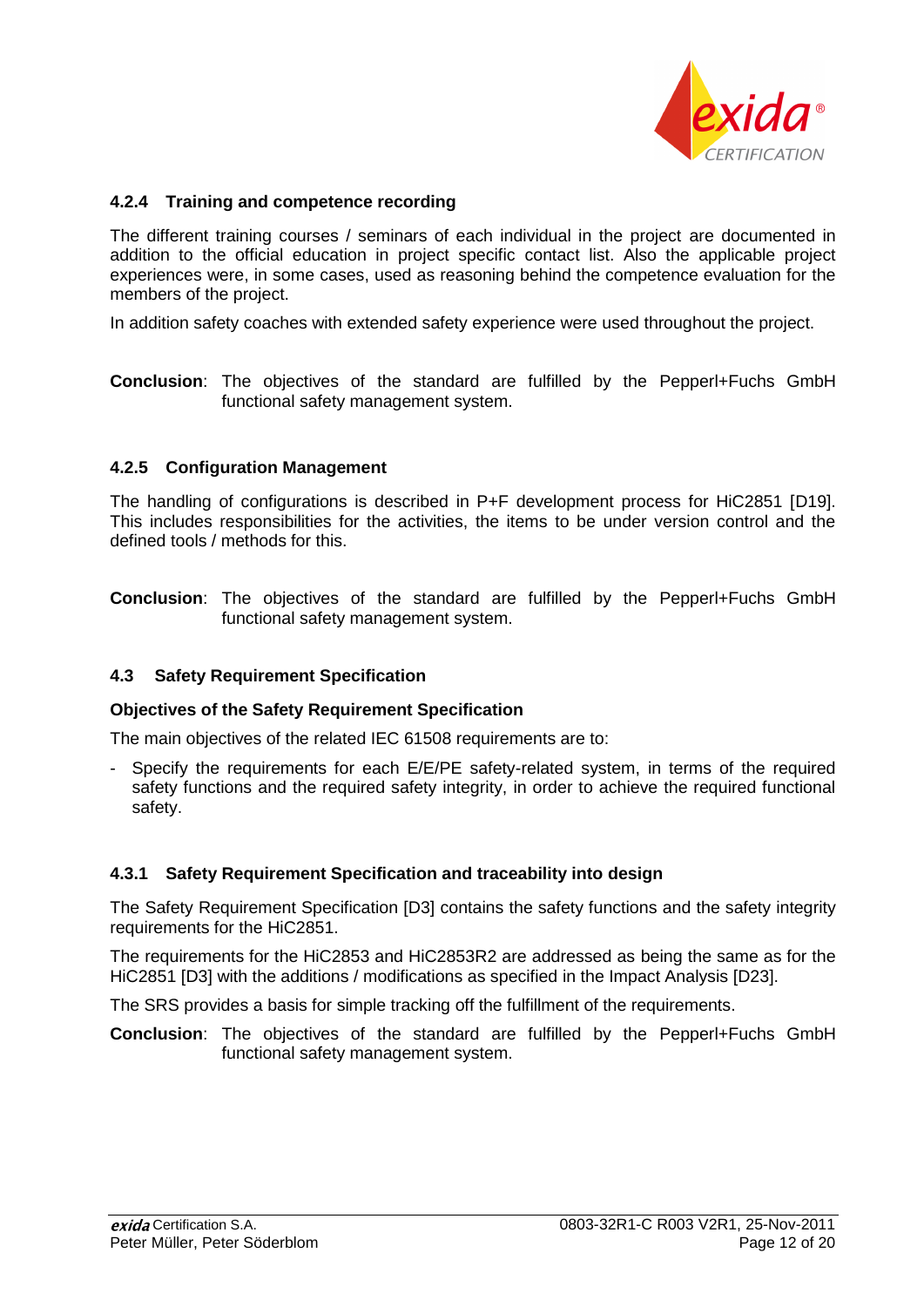### 4.2.4 Training and competence recording

The different training courses / seminars of each individual in the project are documented in addition to the official education in project specific contact list. Also the applicable project experiences were, in some cases, used as reasoning behind the competence evaluation for the members of the project.

In addition safety coaches with extended safety experience were used throughout the project.

**Conclusion**: The objectives of the standard are fulfilled by the Pepperl+Fuchs GmbH functional safety management system.

### 4.2.5 Configuration Management

The handling of configurations is described in P+F development process for HiC2851 [D19]. This includes responsibilities for the activities, the items to be under version control and the defined tools / methods for this.

**Conclusion**: The objectives of the standard are fulfilled by the Pepperl+Fuchs GmbH functional safety management system.

## 4.3 Safety Requirement Specification

**Objectives of the Safety Requirement Specification**

The main objectives of the related IEC 61508 requirements are to:

- Specify the requirements for each E/E/PE safety-related system, in terms of the required safety functions and the required safety integrity, in order to achieve the required functional safety.

### 4.3.1 Safety Requirement Specification and traceability into design

The Safety Requirement Specification [D3] contains the safety functions and the safety integrity requirements for the HiC2851.

The requirements for the HiC2853 and HiC2853R2 are addressed as being the same as for the HiC2851 [D3] with the additions / modifications as specified in the Impact Analysis [D23].

The SRS provides a basis for simple tracking off the fulfillment of the requirements.

**Conclusion**: The objectives of the standard are fulfilled by the Pepperl+Fuchs GmbH functional safety management system.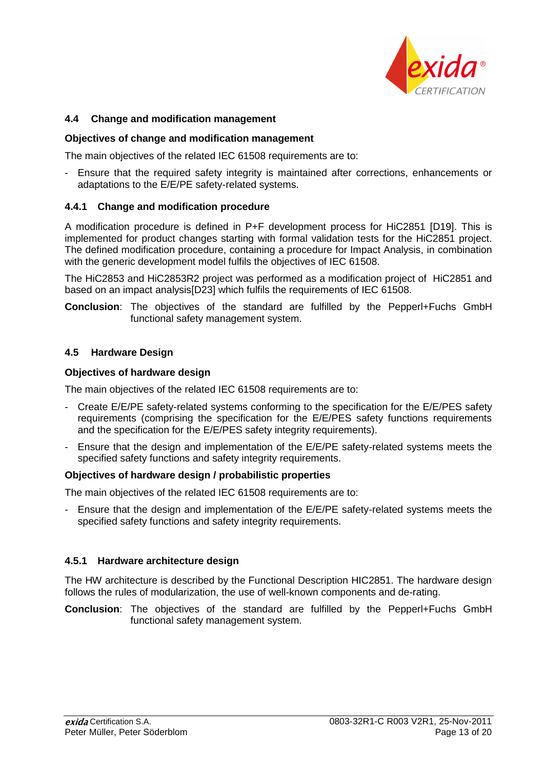## 4.4 Change and modification management

**Objectives of change and modification management**

The main objectives of the related IEC 61508 requirements are to:

- Ensure that the required safety integrity is maintained after corrections, enhancements or adaptations to the E/E/PE safety-related systems.

### 4.4.1 Change and modification procedure

A modification procedure is defined in P+F development process for HiC2851 [D19]. This is implemented for product changes starting with formal validation tests for the HiC2851 project. The defined modification procedure, containing a procedure for Impact Analysis, in combination with the generic development model fulfils the objectives of IEC 61508.

The HiC2853 and HiC2853R2 project was performed as a modification project of HiC2851 and based on an impact analysis[D23] which fulfils the requirements of IEC 61508.

**Conclusion**: The objectives of the standard are fulfilled by the Pepperl+Fuchs GmbH functional safety management system.

## 4.5 Hardware Design

**Objectives of hardware design**

The main objectives of the related IEC 61508 requirements are to:

- Create E/E/PE safety-related systems conforming to the specification for the E/E/PES safety requirements (comprising the specification for the E/E/PES safety functions requirements and the specification for the E/E/PES safety integrity requirements).
- Ensure that the design and implementation of the E/E/PE safety-related systems meets the specified safety functions and safety integrity requirements.

**Objectives of hardware design / probabilistic properties**

The main objectives of the related IEC 61508 requirements are to:

- Ensure that the design and implementation of the E/E/PE safety-related systems meets the specified safety functions and safety integrity requirements.

### 4.5.1 Hardware architecture design

The HW architecture is described by the Functional Description HIC2851. The hardware design follows the rules of modularization, the use of well-known components and de-rating.

**Conclusion**: The objectives of the standard are fulfilled by the Pepperl+Fuchs GmbH functional safety management system.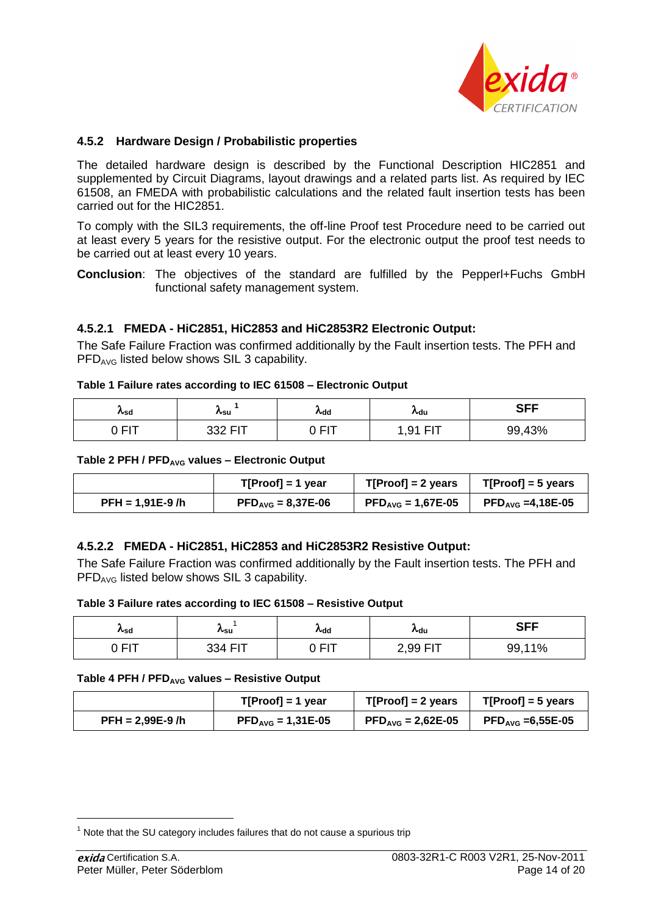### 4.5.2 Hardware Design / Probabilistic properties

The detailed hardware design is described by the Functional Description HIC2851 and supplemented by Circuit Diagrams, layout drawings and a related parts list. As required by IEC 61508, an FMEDA with probabilistic calculations and the related fault insertion tests has been carried out for the HIC2851.

To comply with the SIL3 requirements, the off-line Proof test Procedure need to be carried out at least every 5 years for the resistive output. For the electronic output the proof test needs to be carried out at least every 10 years.

**Conclusion**: The objectives of the standard are fulfilled by the Pepperl+Fuchs GmbH functional safety management system.

#### 4.5.2.1 FMEDA - HiC2851, HiC2853 and HiC2853R2 Electronic Output:

The Safe Failure Fraction was confirmed additionally by the Fault insertion tests. The PFH and $PFD_{AVG}$ listed below shows SIL 3 capability.

**Table 1 Failure rates according to IEC 61508 – Electronic Output**

| $\lambda_{sd}$ | $\lambda_{su}$ [1] | $\lambda_{dd}$ | $\lambda_{du}$ | SFF |
|---|---|---|---|---|
| 0 FIT | 332 FIT | 0 FIT | 1,91 FIT | 99,43% |

**Table 2 PFH / $PFD_{AVG}$ values – Electronic Output**

| | T[Proof] = 1 year | T[Proof] = 2 years | T[Proof] = 5 years |
|---|---|---|---|
| PFH = 1,91E-9 /h | $PFD_{AVG}$ = 8,37E-06 | $PFD_{AVG}$ = 1,67E-05 | $PFD_{AVG}$ =4,18E-05 |

#### 4.5.2.2 FMEDA - HiC2851, HiC2853 and HiC2853R2 Resistive Output:

The Safe Failure Fraction was confirmed additionally by the Fault insertion tests. The PFH and $PFD_{AVG}$ listed below shows SIL 3 capability.

**Table 3 Failure rates according to IEC 61508 – Resistive Output**

| $\lambda_{sd}$ | $\lambda_{su}$ [1] | $\lambda_{dd}$ | $\lambda_{du}$ | SFF |
|---|---|---|---|---|
| 0 FIT | 334 FIT | 0 FIT | 2,99 FIT | 99,11% |

**Table 4 PFH / $PFD_{AVG}$ values – Resistive Output**

| | T[Proof] = 1 year | T[Proof] = 2 years | T[Proof] = 5 years |
|---|---|---|---|
| PFH = 2,99E-9 /h | $PFD_{AVG}$ = 1,31E-05 | $PFD_{AVG}$ = 2,62E-05 | $PFD_{AVG}$ =6,55E-05 |

[1] Note that the SU category includes failures that do not cause a spurious trip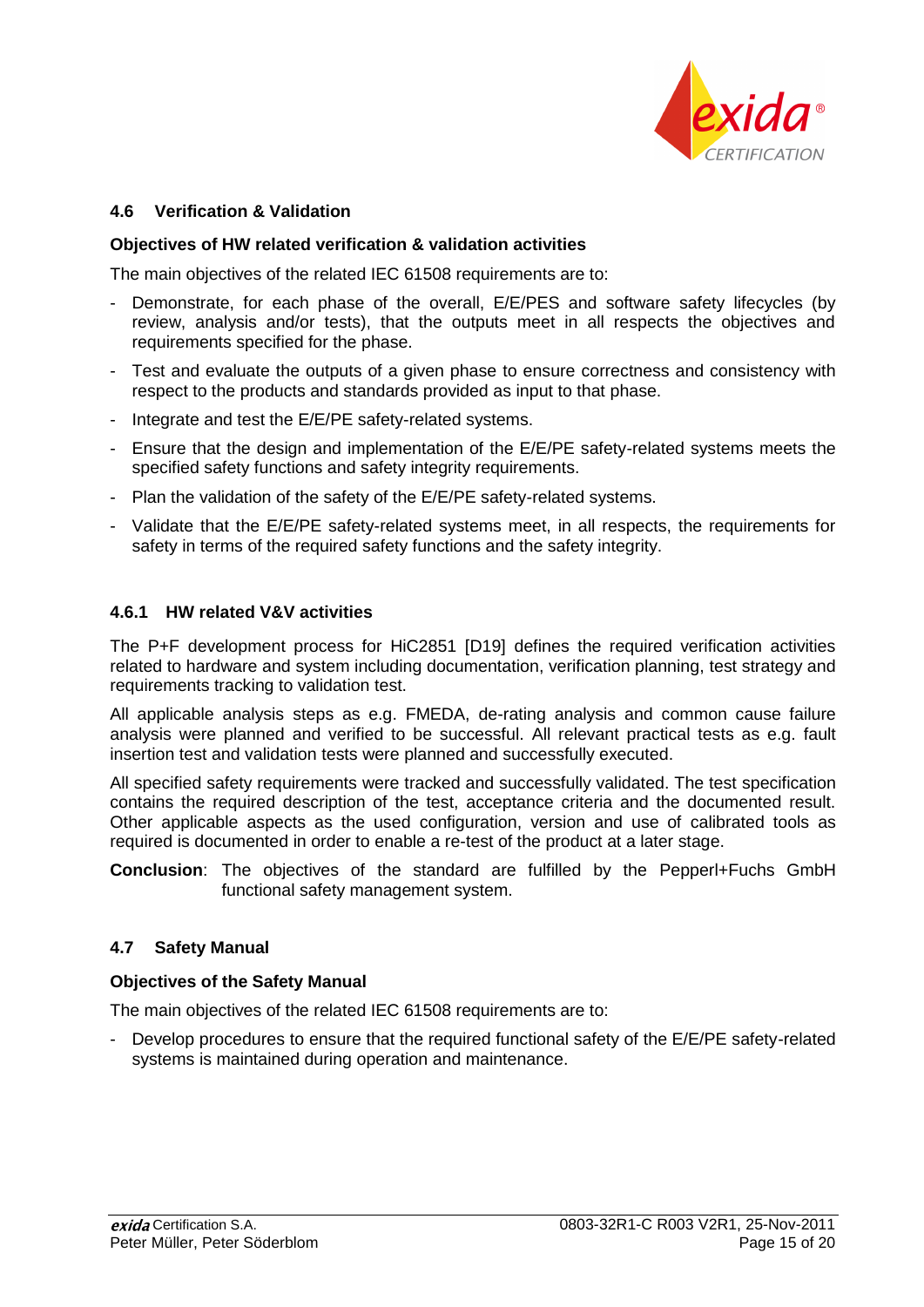## 4.6 Verification & Validation

**Objectives of HW related verification & validation activities**

The main objectives of the related IEC 61508 requirements are to:

- Demonstrate, for each phase of the overall, E/E/PES and software safety lifecycles (by review, analysis and/or tests), that the outputs meet in all respects the objectives and requirements specified for the phase.
- Test and evaluate the outputs of a given phase to ensure correctness and consistency with respect to the products and standards provided as input to that phase.
- Integrate and test the E/E/PE safety-related systems.
- Ensure that the design and implementation of the E/E/PE safety-related systems meets the specified safety functions and safety integrity requirements.
- Plan the validation of the safety of the E/E/PE safety-related systems.
- Validate that the E/E/PE safety-related systems meet, in all respects, the requirements for safety in terms of the required safety functions and the safety integrity.

### 4.6.1 HW related V&V activities

The P+F development process for HiC2851 [D19] defines the required verification activities related to hardware and system including documentation, verification planning, test strategy and requirements tracking to validation test.

All applicable analysis steps as e.g. FMEDA, de-rating analysis and common cause failure analysis were planned and verified to be successful. All relevant practical tests as e.g. fault insertion test and validation tests were planned and successfully executed.

All specified safety requirements were tracked and successfully validated. The test specification contains the required description of the test, acceptance criteria and the documented result. Other applicable aspects as the used configuration, version and use of calibrated tools as required is documented in order to enable a re-test of the product at a later stage.

**Conclusion**: The objectives of the standard are fulfilled by the Pepperl+Fuchs GmbH functional safety management system.

## 4.7 Safety Manual

**Objectives of the Safety Manual**

The main objectives of the related IEC 61508 requirements are to:

- Develop procedures to ensure that the required functional safety of the E/E/PE safety-related systems is maintained during operation and maintenance.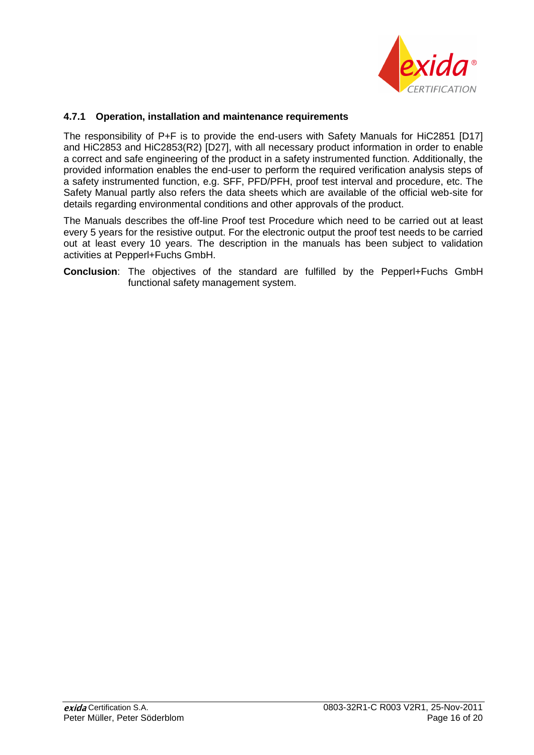### 4.7.1 Operation, installation and maintenance requirements

The responsibility of P+F is to provide the end-users with Safety Manuals for HiC2851 [D17] and HiC2853 and HiC2853(R2) [D27], with all necessary product information in order to enable a correct and safe engineering of the product in a safety instrumented function. Additionally, the provided information enables the end-user to perform the required verification analysis steps of a safety instrumented function, e.g. SFF, PFD/PFH, proof test interval and procedure, etc. The Safety Manual partly also refers the data sheets which are available of the official web-site for details regarding environmental conditions and other approvals of the product.

The Manuals describes the off-line Proof test Procedure which need to be carried out at least every 5 years for the resistive output. For the electronic output the proof test needs to be carried out at least every 10 years. The description in the manuals has been subject to validation activities at Pepperl+Fuchs GmbH.

**Conclusion**: The objectives of the standard are fulfilled by the Pepperl+Fuchs GmbH functional safety management system.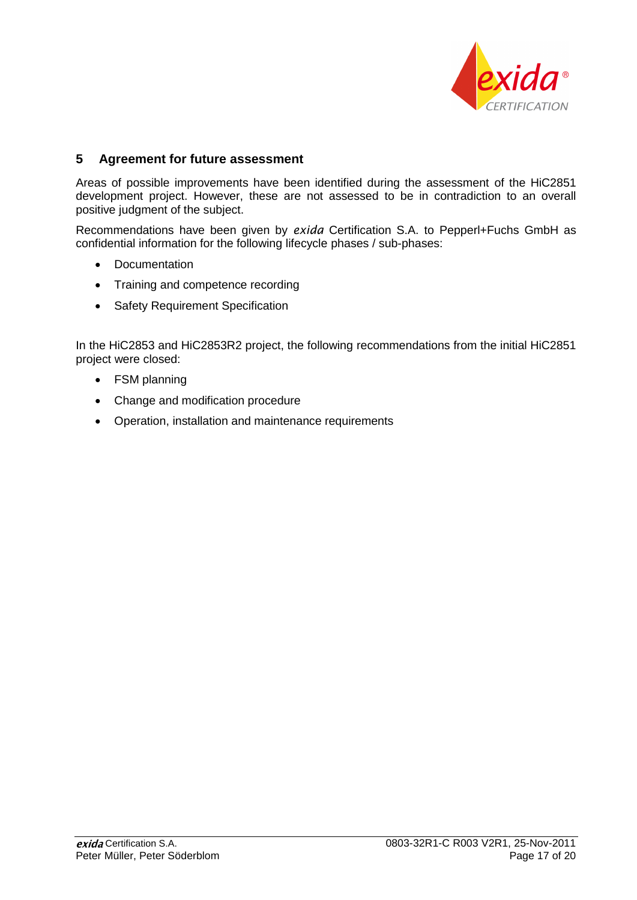## 5 Agreement for future assessment

Areas of possible improvements have been identified during the assessment of the HiC2851 development project. However, these are not assessed to be in contradiction to an overall positive judgment of the subject.

Recommendations have been given by *exida* Certification S.A. to Pepperl+Fuchs GmbH as confidential information for the following lifecycle phases / sub-phases:

- Documentation
- Training and competence recording
- Safety Requirement Specification

In the HiC2853 and HiC2853R2 project, the following recommendations from the initial HiC2851 project were closed:

- FSM planning
- Change and modification procedure
- Operation, installation and maintenance requirements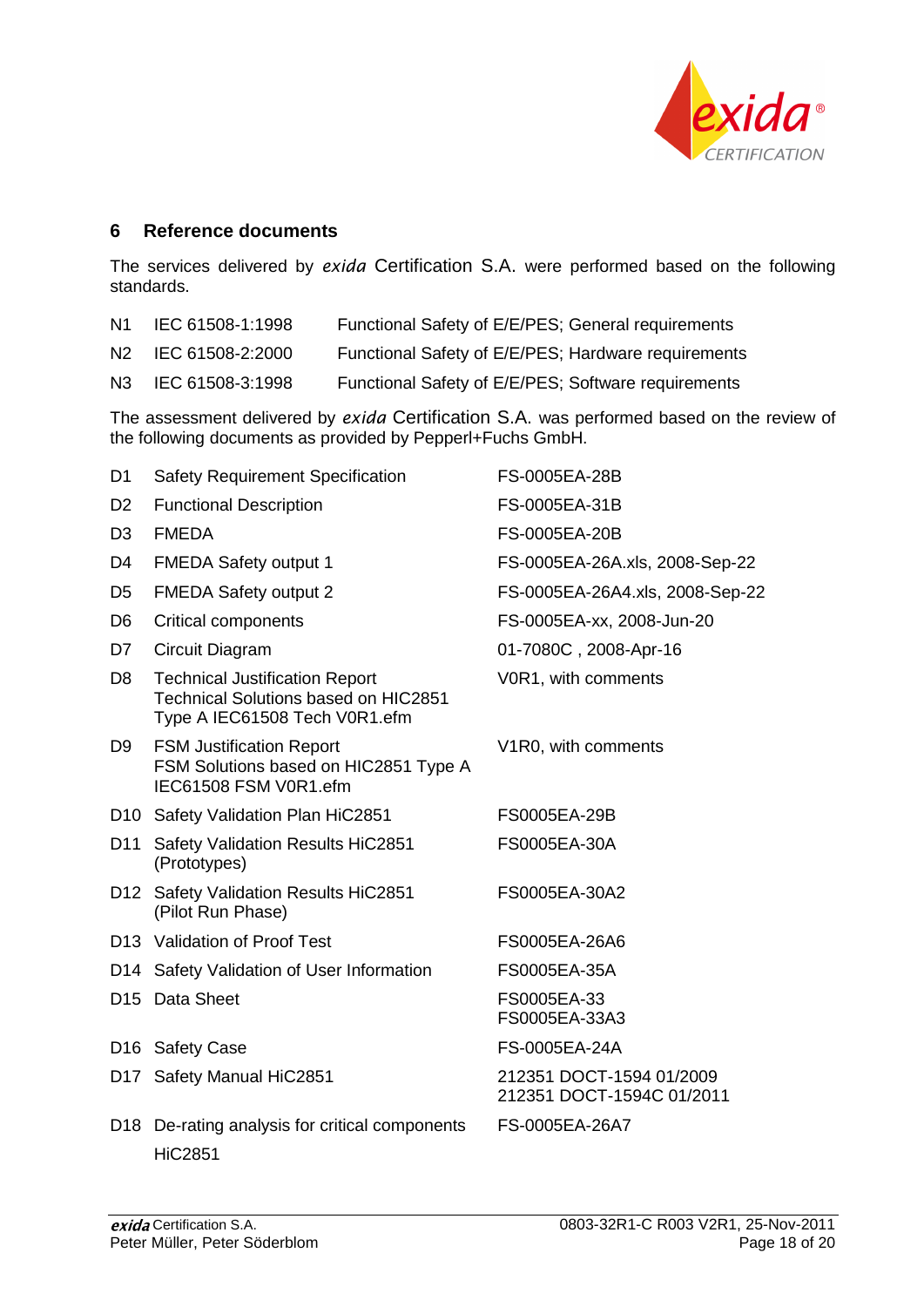## 6 Reference documents

The services delivered by *exida* Certification S.A. were performed based on the following standards.

| | | |
|---|---|---|
| N1 | IEC 61508-1:1998 | Functional Safety of E/E/PES; General requirements |
| N2 | IEC 61508-2:2000 | Functional Safety of E/E/PES; Hardware requirements |
| N3 | IEC 61508-3:1998 | Functional Safety of E/E/PES; Software requirements |

The assessment delivered by *exida* Certification S.A. was performed based on the review of the following documents as provided by Pepperl+Fuchs GmbH.

| | | |
|---|---|---|
| D1 | Safety Requirement Specification | FS-0005EA-28B |
| D2 | Functional Description | FS-0005EA-31B |
| D3 | FMEDA | FS-0005EA-20B |
| D4 | FMEDA Safety output 1 | FS-0005EA-26A.xls, 2008-Sep-22 |
| D5 | FMEDA Safety output 2 | FS-0005EA-26A4.xls, 2008-Sep-22 |
| D6 | Critical components | FS-0005EA-xx, 2008-Jun-20 |
| D7 | Circuit Diagram | 01-7080C , 2008-Apr-16 |
| D8 | Technical Justification Report<br>Technical Solutions based on HIC2851 Type A IEC61508 Tech V0R1.efm | V0R1, with comments |
| D9 | FSM Justification Report<br>FSM Solutions based on HIC2851 Type A IEC61508 FSM V0R1.efm | V1R0, with comments |
| D10 | Safety Validation Plan HiC2851 | FS0005EA-29B |
| D11 | Safety Validation Results HiC2851 (Prototypes) | FS0005EA-30A |
| D12 | Safety Validation Results HiC2851 (Pilot Run Phase) | FS0005EA-30A2 |
| D13 | Validation of Proof Test | FS0005EA-26A6 |
| D14 | Safety Validation of User Information | FS0005EA-35A |
| D15 | Data Sheet | FS0005EA-33<br>FS0005EA-33A3 |
| D16 | Safety Case | FS-0005EA-24A |
| D17 | Safety Manual HiC2851 | 212351 DOCT-1594 01/2009<br>212351 DOCT-1594C 01/2011 |
| D18 | De-rating analysis for critical components HiC2851 | FS-0005EA-26A7 |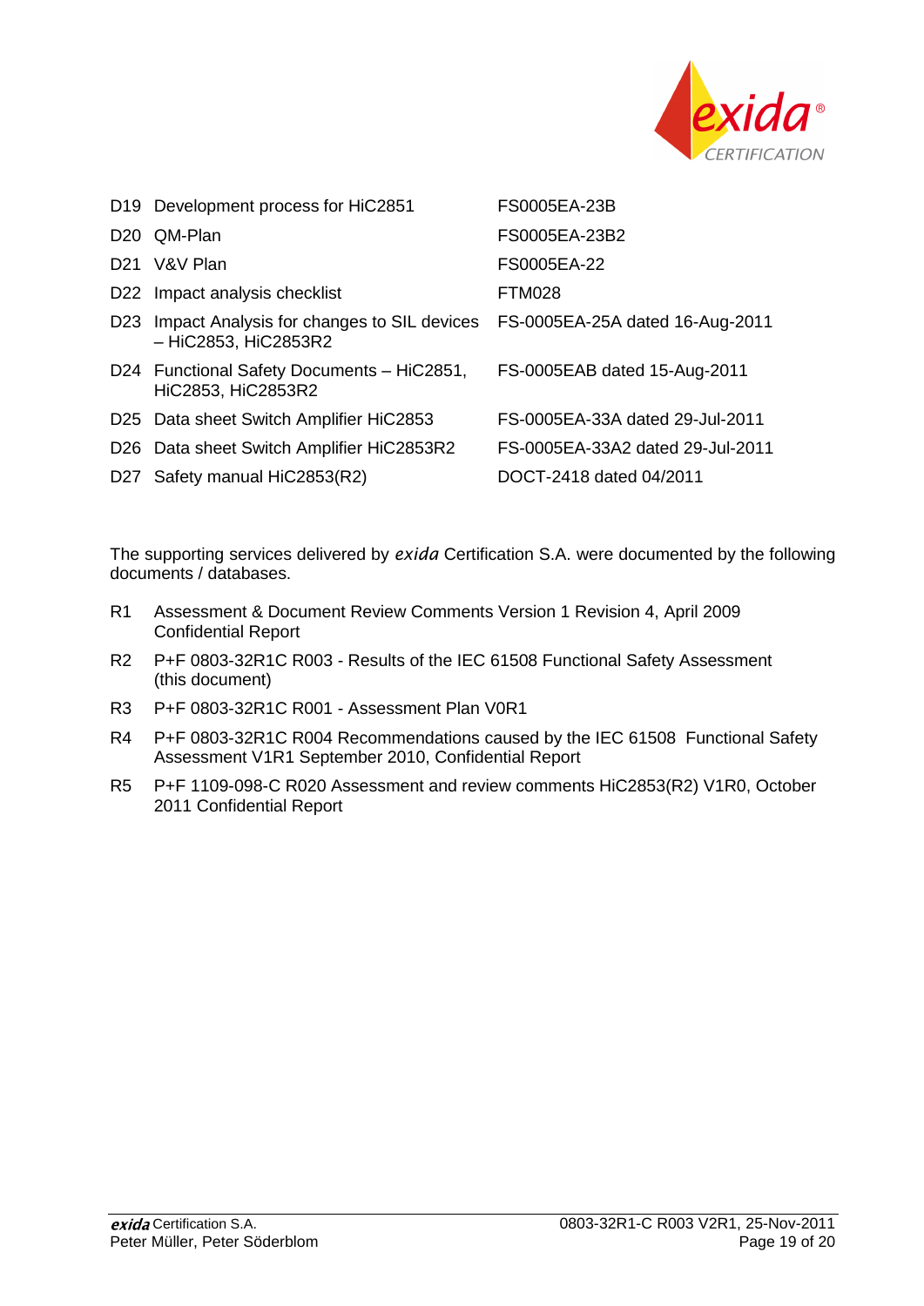| | | |
|---|---|---|
| D19 | Development process for HiC2851 | FS0005EA-23B |
| D20 | QM-Plan | FS0005EA-23B2 |
| D21 | V&V Plan | FS0005EA-22 |
| D22 | Impact analysis checklist | FTM028 |
| D23 | Impact Analysis for changes to SIL devices – HiC2853, HiC2853R2 | FS-0005EA-25A dated 16-Aug-2011 |
| D24 | Functional Safety Documents – HiC2851, HiC2853, HiC2853R2 | FS-0005EAB dated 15-Aug-2011 |
| D25 | Data sheet Switch Amplifier HiC2853 | FS-0005EA-33A dated 29-Jul-2011 |
| D26 | Data sheet Switch Amplifier HiC2853R2 | FS-0005EA-33A2 dated 29-Jul-2011 |
| D27 | Safety manual HiC2853(R2) | DOCT-2418 dated 04/2011 |

The supporting services delivered by *exida* Certification S.A. were documented by the following documents / databases.

- R1 Assessment & Document Review Comments Version 1 Revision 4, April 2009 Confidential Report
- R2 P+F 0803-32R1C R003 - Results of the IEC 61508 Functional Safety Assessment (this document)
- R3 P+F 0803-32R1C R001 - Assessment Plan V0R1
- R4 P+F 0803-32R1C R004 Recommendations caused by the IEC 61508 Functional Safety Assessment V1R1 September 2010, Confidential Report
- R5 P+F 1109-098-C R020 Assessment and review comments HiC2853(R2) V1R0, October 2011 Confidential Report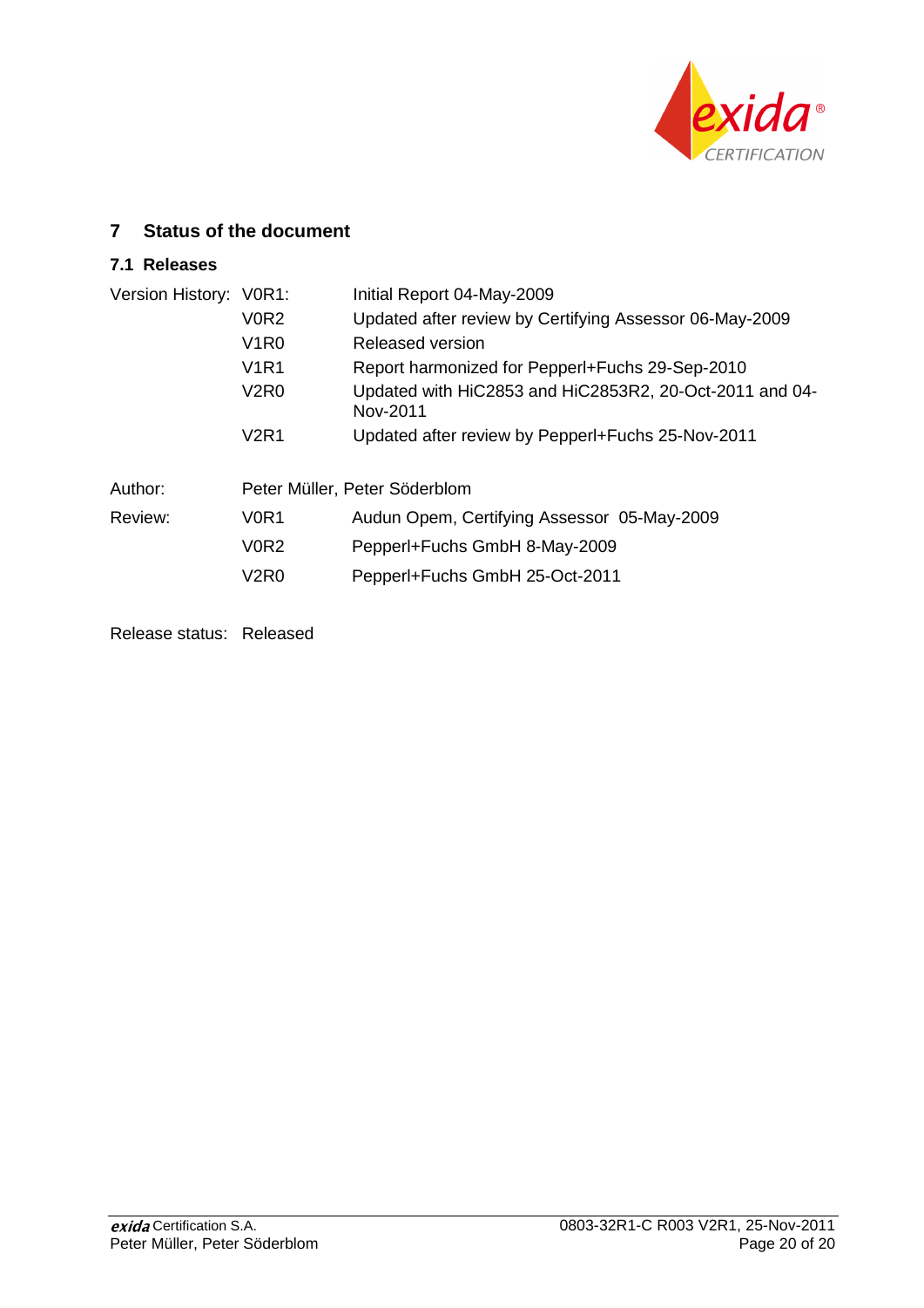## 7 Status of the document

### 7.1 Releases

| | | |
|---|---|---|
| Version History: | V0R1: | Initial Report 04-May-2009 |
| | V0R2 | Updated after review by Certifying Assessor 06-May-2009 |
| | V1R0 | Released version |
| | V1R1 | Report harmonized for Pepperl+Fuchs 29-Sep-2010 |
| | V2R0 | Updated with HiC2853 and HiC2853R2, 20-Oct-2011 and 04-Nov-2011 |
| | V2R1 | Updated after review by Pepperl+Fuchs 25-Nov-2011 |

Author: Peter Müller, Peter Söderblom

| | | |
|---|---|---|
| Review: | V0R1 | Audun Opem, Certifying Assessor 05-May-2009 |
| | V0R2 | Pepperl+Fuchs GmbH 8-May-2009 |
| | V2R0 | Pepperl+Fuchs GmbH 25-Oct-2011 |

Release status: Released